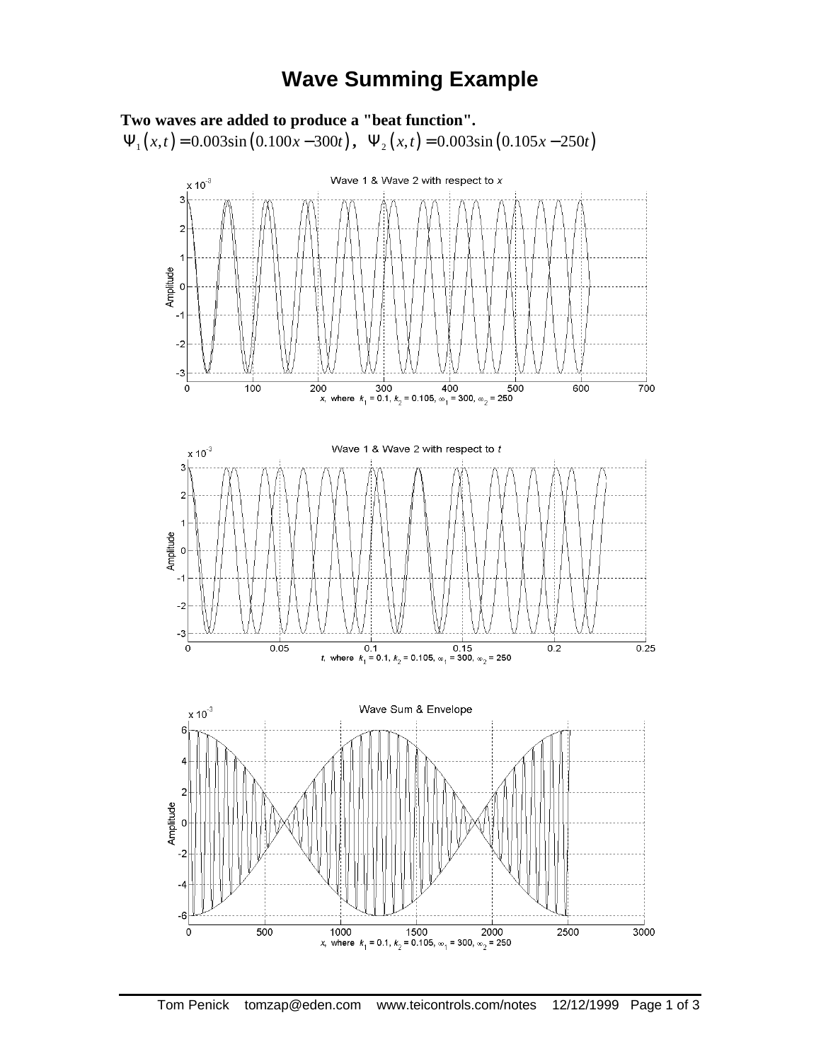# Wave Summing Example

**Two waves are added to produce a "beat function".**

$\Psi_1(x,t) = 0.003\sin(0.100x - 300t)$, $\Psi_2(x,t) = 0.003\sin(0.105x - 250t)$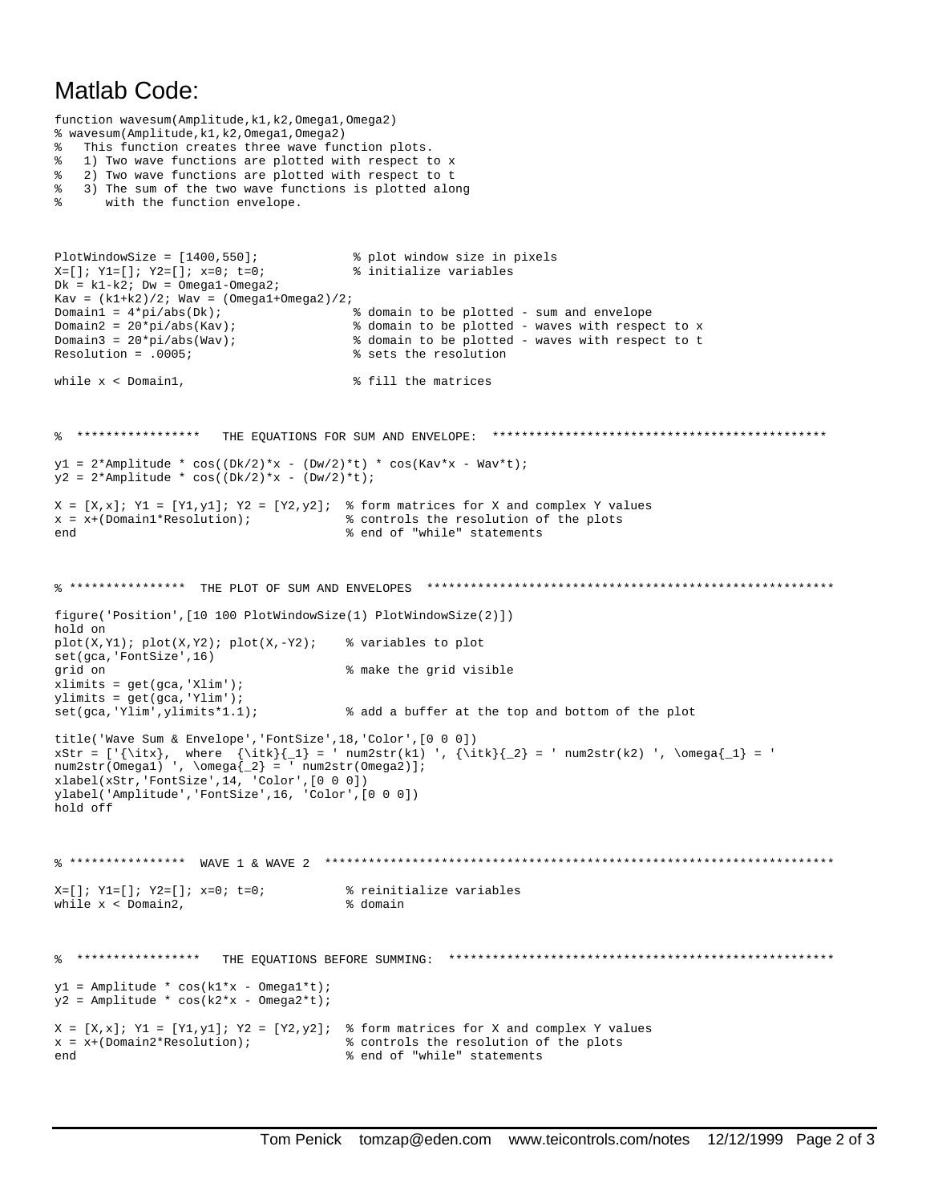# Matlab Code:

```
function wavesum(Amplitude,k1,k2,Omega1,Omega2)
% wavesum(Amplitude,k1,k2,Omega1,Omega2)
%   This function creates three wave function plots.
%   1) Two wave functions are plotted with respect to x
%   2) Two wave functions are plotted with respect to t
%   3) The sum of the two wave functions is plotted along
%      with the function envelope.


PlotWindowSize = [1400,550];            % plot window size in pixels
X=[]; Y1=[]; Y2=[]; x=0; t=0;           % initialize variables
Dk = k1-k2; Dw = Omega1-Omega2;
Kav = (k1+k2)/2; Wav = (Omega1+Omega2)/2;
Domain1 = 4*pi/abs(Dk);                 % domain to be plotted - sum and envelope
Domain2 = 20*pi/abs(Kav);               % domain to be plotted - waves with respect to x
Domain3 = 20*pi/abs(Wav);               % domain to be plotted - waves with respect to t
Resolution = .0005;                     % sets the resolution

while x < Domain1,                      % fill the matrices



%  *****************   THE EQUATIONS FOR SUM AND ENVELOPE:  ********************************************

y1 = 2*Amplitude * cos((Dk/2)*x - (Dw/2)*t) * cos(Kav*x - Wav*t);
y2 = 2*Amplitude * cos((Dk/2)*x - (Dw/2)*t);

X = [X,x]; Y1 = [Y1,y1]; Y2 = [Y2,y2];  % form matrices for X and complex Y values
x = x+(Domain1*Resolution);            % controls the resolution of the plots
end                                    % end of "while" statements



% ****************  THE PLOT OF SUM AND ENVELOPES  ********************************************************

figure('Position',[10 100 PlotWindowSize(1) PlotWindowSize(2)])
hold on
plot(X,Y1); plot(X,Y2); plot(X,-Y2);    % variables to plot
set(gca,'FontSize',16)
grid on                                % make the grid visible
xlimits = get(gca,'Xlim');
ylimits = get(gca,'Ylim');
set(gca,'Ylim',ylimits*1.1);           % add a buffer at the top and bottom of the plot

title('Wave Sum & Envelope','FontSize',18,'Color',[0 0 0])
xStr = ['{\itx},  where  {\itk}{_1} = ' num2str(k1) ', {\itk}{_2} = ' num2str(k2) ', \omega{_1} = '
num2str(Omega1) ', \omega{_2} = ' num2str(Omega2)];
xlabel(xStr,'FontSize',14, 'Color',[0 0 0])
ylabel('Amplitude','FontSize',16, 'Color',[0 0 0])
hold off



% ****************  WAVE 1 & WAVE 2  **********************************************************************

X=[]; Y1=[]; Y2=[]; x=0; t=0;          % reinitialize variables
while x < Domain2,                     % domain



%  *****************   THE EQUATIONS BEFORE SUMMING:  ****************************************************

y1 = Amplitude * cos(k1*x - Omega1*t);
y2 = Amplitude * cos(k2*x - Omega2*t);

X = [X,x]; Y1 = [Y1,y1]; Y2 = [Y2,y2];  % form matrices for X and complex Y values
x = x+(Domain2*Resolution);            % controls the resolution of the plots
end                                    % end of "while" statements
```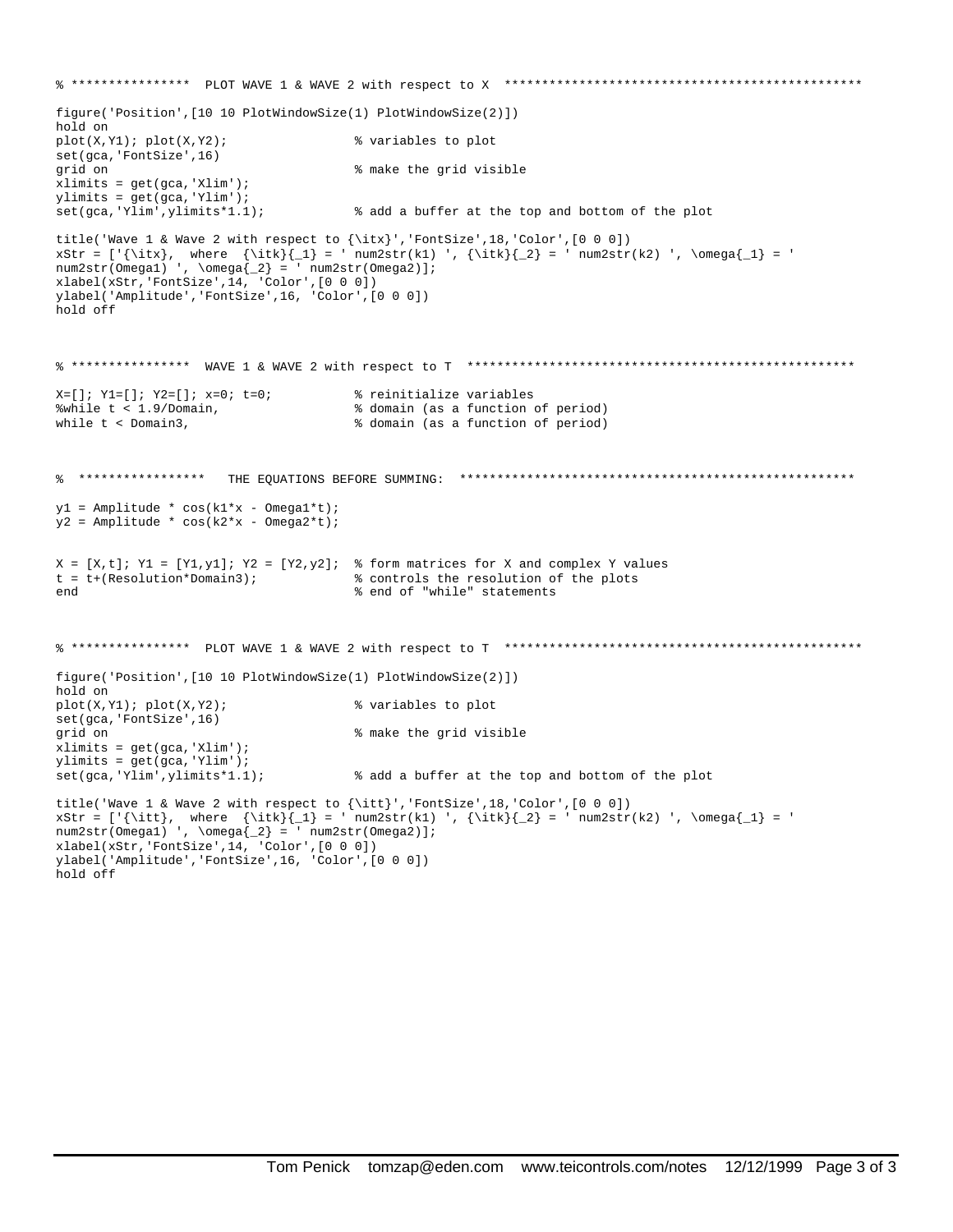```
% ****************  PLOT WAVE 1 & WAVE 2 with respect to X  ************************************************

figure('Position',[10 10 PlotWindowSize(1) PlotWindowSize(2)])
hold on
plot(X,Y1); plot(X,Y2);                % variables to plot
set(gca,'FontSize',16)
grid on                                % make the grid visible
xlimits = get(gca,'Xlim');
ylimits = get(gca,'Ylim');
set(gca,'Ylim',ylimits*1.1);           % add a buffer at the top and bottom of the plot

title('Wave 1 & Wave 2 with respect to {\itx}','FontSize',18,'Color',[0 0 0])
xStr = ['{\itx},  where  {\itk}{_1} = ' num2str(k1) ', {\itk}{_2} = ' num2str(k2) ', \omega{_1} = '
num2str(Omega1) ', \omega{_2} = ' num2str(Omega2)];
xlabel(xStr,'FontSize',14, 'Color',[0 0 0])
ylabel('Amplitude','FontSize',16, 'Color',[0 0 0])
hold off



% ****************  WAVE 1 & WAVE 2 with respect to T  ****************************************************

X=[]; Y1=[]; Y2=[]; x=0; t=0;          % reinitialize variables
%while t < 1.9/Domain,                 % domain (as a function of period)
while t < Domain3,                     % domain (as a function of period)



%  *****************   THE EQUATIONS BEFORE SUMMING:  *****************************************************

y1 = Amplitude * cos(k1*x - Omega1*t);
y2 = Amplitude * cos(k2*x - Omega2*t);


X = [X,t]; Y1 = [Y1,y1]; Y2 = [Y2,y2];  % form matrices for X and complex Y values
t = t+(Resolution*Domain3);             % controls the resolution of the plots
end                                     % end of "while" statements



% ****************  PLOT WAVE 1 & WAVE 2 with respect to T  ************************************************

figure('Position',[10 10 PlotWindowSize(1) PlotWindowSize(2)])
hold on
plot(X,Y1); plot(X,Y2);                % variables to plot
set(gca,'FontSize',16)
grid on                                % make the grid visible
xlimits = get(gca,'Xlim');
ylimits = get(gca,'Ylim');
set(gca,'Ylim',ylimits*1.1);           % add a buffer at the top and bottom of the plot

title('Wave 1 & Wave 2 with respect to {\itt}','FontSize',18,'Color',[0 0 0])
xStr = ['{\itt},  where  {\itk}{_1} = ' num2str(k1) ', {\itk}{_2} = ' num2str(k2) ', \omega{_1} = '
num2str(Omega1) ', \omega{_2} = ' num2str(Omega2)];
xlabel(xStr,'FontSize',14, 'Color',[0 0 0])
ylabel('Amplitude','FontSize',16, 'Color',[0 0 0])
hold off
```